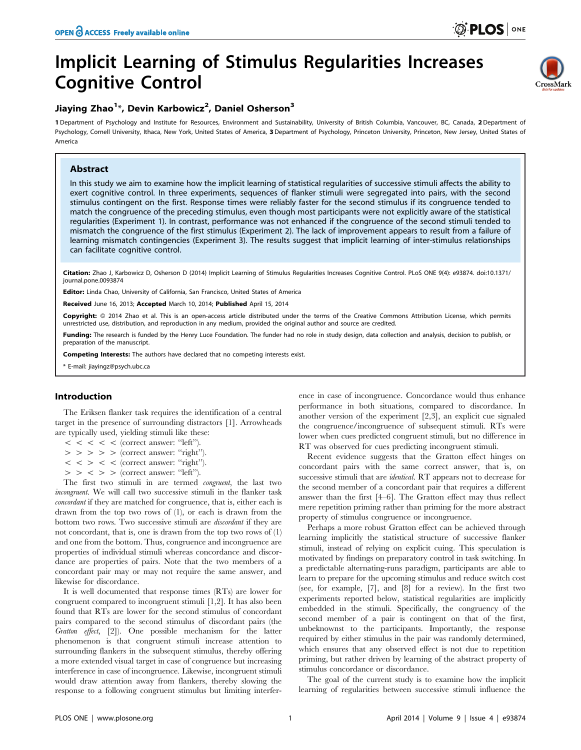# Implicit Learning of Stimulus Regularities Increases Cognitive Control

**Jiaying Zhao[1]*, Devin Karbowicz[2], Daniel Osherson[3]**

1 Department of Psychology and Institute for Resources, Environment and Sustainability, University of British Columbia, Vancouver, BC, Canada, 2 Department of Psychology, Cornell University, Ithaca, New York, United States of America, 3 Department of Psychology, Princeton University, Princeton, New Jersey, United States of America

## Abstract

In this study we aim to examine how the implicit learning of statistical regularities of successive stimuli affects the ability to exert cognitive control. In three experiments, sequences of flanker stimuli were segregated into pairs, with the second stimulus contingent on the first. Response times were reliably faster for the second stimulus if its congruence tended to match the congruence of the preceding stimulus, even though most participants were not explicitly aware of the statistical regularities (Experiment 1). In contrast, performance was not enhanced if the congruence of the second stimuli tended to mismatch the congruence of the first stimulus (Experiment 2). The lack of improvement appears to result from a failure of learning mismatch contingencies (Experiment 3). The results suggest that implicit learning of inter-stimulus relationships can facilitate cognitive control.

**Citation:** Zhao J, Karbowicz D, Osherson D (2014) Implicit Learning of Stimulus Regularities Increases Cognitive Control. PLoS ONE 9(4): e93874. doi:10.1371/journal.pone.0093874

**Editor:** Linda Chao, University of California, San Francisco, United States of America

**Received** June 16, 2013; **Accepted** March 10, 2014; **Published** April 15, 2014

**Copyright:** © 2014 Zhao et al. This is an open-access article distributed under the terms of the Creative Commons Attribution License, which permits unrestricted use, distribution, and reproduction in any medium, provided the original author and source are credited.

**Funding:** The research is funded by the Henry Luce Foundation. The funder had no role in study design, data collection and analysis, decision to publish, or preparation of the manuscript.

**Competing Interests:** The authors have declared that no competing interests exist.

\* E-mail: jiayingz@psych.ubc.ca

## Introduction

The Eriksen flanker task requires the identification of a central target in the presence of surrounding distractors [1]. Arrowheads are typically used, yielding stimuli like these:

< < < < < (correct answer: "left").
> > > > > (correct answer: "right").
< < > < < (correct answer: "right").
> > < > > (correct answer: "left").

The first two stimuli in are termed *congruent*, the last two *incongruent*. We will call two successive stimuli in the flanker task *concordant* if they are matched for congruence, that is, either each is drawn from the top two rows of (1), or each is drawn from the bottom two rows. Two successive stimuli are *discordant* if they are not concordant, that is, one is drawn from the top two rows of (1) and one from the bottom. Thus, congruence and incongruence are properties of individual stimuli whereas concordance and discordance are properties of pairs. Note that the two members of a concordant pair may or may not require the same answer, and likewise for discordance.

It is well documented that response times (RTs) are lower for congruent compared to incongruent stimuli [1,2]. It has also been found that RTs are lower for the second stimulus of concordant pairs compared to the second stimulus of discordant pairs (the *Gratton effect*, [2]). One possible mechanism for the latter phenomenon is that congruent stimuli increase attention to surrounding flankers in the subsequent stimulus, thereby offering a more extended visual target in case of congruence but increasing interference in case of incongruence. Likewise, incongruent stimuli would draw attention away from flankers, thereby slowing the response to a following congruent stimulus but limiting interference in case of incongruence. Concordance would thus enhance performance in both situations, compared to discordance. In another version of the experiment [2,3], an explicit cue signaled the congruence/incongruence of subsequent stimuli. RTs were lower when cues predicted congruent stimuli, but no difference in RT was observed for cues predicting incongruent stimuli.

Recent evidence suggests that the Gratton effect hinges on concordant pairs with the same correct answer, that is, on successive stimuli that are *identical*. RT appears not to decrease for the second member of a concordant pair that requires a different answer than the first [4–6]. The Gratton effect may thus reflect mere repetition priming rather than priming for the more abstract property of stimulus congruence or incongruence.

Perhaps a more robust Gratton effect can be achieved through learning implicitly the statistical structure of successive flanker stimuli, instead of relying on explicit cuing. This speculation is motivated by findings on preparatory control in task switching. In a predictable alternating-runs paradigm, participants are able to learn to prepare for the upcoming stimulus and reduce switch cost (see, for example, [7], and [8] for a review). In the first two experiments reported below, statistical regularities are implicitly embedded in the stimuli. Specifically, the congruency of the second member of a pair is contingent on that of the first, unbeknownst to the participants. Importantly, the response required by either stimulus in the pair was randomly determined, which ensures that any observed effect is not due to repetition priming, but rather driven by learning of the abstract property of stimulus concordance or discordance.

The goal of the current study is to examine how the implicit learning of regularities between successive stimuli influence the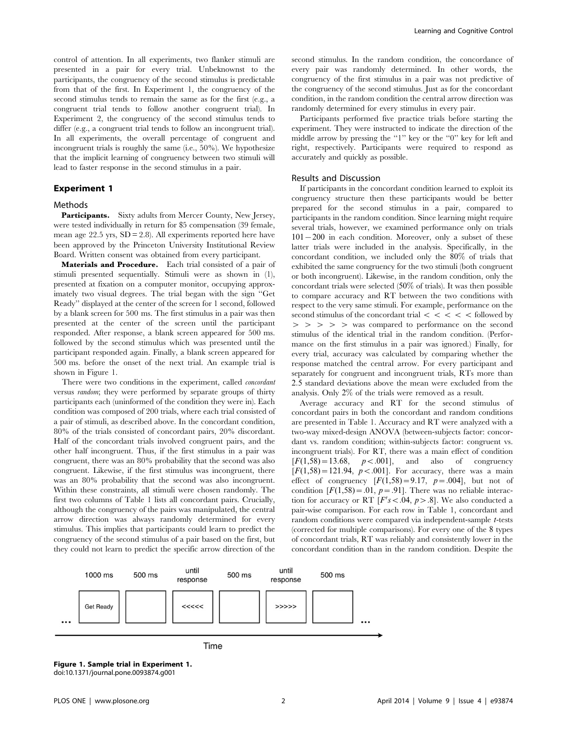control of attention. In all experiments, two flanker stimuli are presented in a pair for every trial. Unbeknownst to the participants, the congruency of the second stimulus is predictable from that of the first. In Experiment 1, the congruency of the second stimulus tends to remain the same as for the first (e.g., a congruent trial tends to follow another congruent trial). In Experiment 2, the congruency of the second stimulus tends to differ (e.g., a congruent trial tends to follow an incongruent trial). In all experiments, the overall percentage of congruent and incongruent trials is roughly the same (i.e., 50%). We hypothesize that the implicit learning of congruency between two stimuli will lead to faster response in the second stimulus in a pair.

## Experiment 1

### Methods

**Participants.** Sixty adults from Mercer County, New Jersey, were tested individually in return for $5 compensation (39 female, mean age 22.5 yrs, SD = 2.8). All experiments reported here have been approved by the Princeton University Institutional Review Board. Written consent was obtained from every participant.

**Materials and Procedure.** Each trial consisted of a pair of stimuli presented sequentially. Stimuli were as shown in (1), presented at fixation on a computer monitor, occupying approximately two visual degrees. The trial began with the sign "Get Ready" displayed at the center of the screen for 1 second, followed by a blank screen for 500 ms. The first stimulus in a pair was then presented at the center of the screen until the participant responded. After response, a blank screen appeared for 500 ms. followed by the second stimulus which was presented until the participant responded again. Finally, a blank screen appeared for 500 ms. before the onset of the next trial. An example trial is shown in Figure 1.

There were two conditions in the experiment, called *concordant* versus *random*; they were performed by separate groups of thirty participants each (uninformed of the condition they were in). Each condition was composed of 200 trials, where each trial consisted of a pair of stimuli, as described above. In the concordant condition, 80% of the trials consisted of concordant pairs, 20% discordant. Half of the concordant trials involved congruent pairs, and the other half incongruent. Thus, if the first stimulus in a pair was congruent, there was an 80% probability that the second was also congruent. Likewise, if the first stimulus was incongruent, there was an 80% probability that the second was also incongruent. Within these constraints, all stimuli were chosen randomly. The first two columns of Table 1 lists all concordant pairs. Crucially, although the congruency of the pairs was manipulated, the central arrow direction was always randomly determined for every stimulus. This implies that participants could learn to predict the congruency of the second stimulus of a pair based on the first, but they could not learn to predict the specific arrow direction of the second stimulus. In the random condition, the concordance of every pair was randomly determined. In other words, the congruency of the first stimulus in a pair was not predictive of the congruency of the second stimulus. Just as for the concordant condition, in the random condition the central arrow direction was randomly determined for every stimulus in every pair.

Participants performed five practice trials before starting the experiment. They were instructed to indicate the direction of the middle arrow by pressing the "1" key or the "0" key for left and right, respectively. Participants were required to respond as accurately and quickly as possible.

### Results and Discussion

If participants in the concordant condition learned to exploit its congruency structure then these participants would be better prepared for the second stimulus in a pair, compared to participants in the random condition. Since learning might require several trials, however, we examined performance only on trials $101-200$ in each condition. Moreover, only a subset of these latter trials were included in the analysis. Specifically, in the concordant condition, we included only the 80% of trials that exhibited the same congruency for the two stimuli (both congruent or both incongruent). Likewise, in the random condition, only the concordant trials were selected (50% of trials). It was then possible to compare accuracy and RT between the two conditions with respect to the very same stimuli. For example, performance on the second stimulus of the concordant trial < < < < < followed by > > > > > was compared to performance on the second stimulus of the identical trial in the random condition. (Performance on the first stimulus in a pair was ignored.) Finally, for every trial, accuracy was calculated by comparing whether the response matched the central arrow. For every participant and separately for congruent and incongruent trials, RTs more than 2.5 standard deviations above the mean were excluded from the analysis. Only 2% of the trials were removed as a result.

Average accuracy and RT for the second stimulus of concordant pairs in both the concordant and random conditions are presented in Table 1. Accuracy and RT were analyzed with a two-way mixed-design ANOVA (between-subjects factor: concordant vs. random condition; within-subjects factor: congruent vs. incongruent trials). For RT, there was a main effect of condition [$F(1,58) = 13.68$, $p < .001$], and also of congruency [$F(1,58) = 121.94$, $p < .001$]. For accuracy, there was a main effect of congruency [$F(1,58) = 9.17$, $p = .004$], but not of condition [$F(1,58) = .01$, $p = .91$]. There was no reliable interaction for accuracy or RT [$F's < .04$, $p > .8$]. We also conducted a pair-wise comparison. For each row in Table 1, concordant and random conditions were compared via independent-sample *t*-tests (corrected for multiple comparisons). For every one of the 8 types of concordant trials, RT was reliably and consistently lower in the concordant condition than in the random condition. Despite the

**Figure 1. Sample trial in Experiment 1.**
doi:10.1371/journal.pone.0093874.g001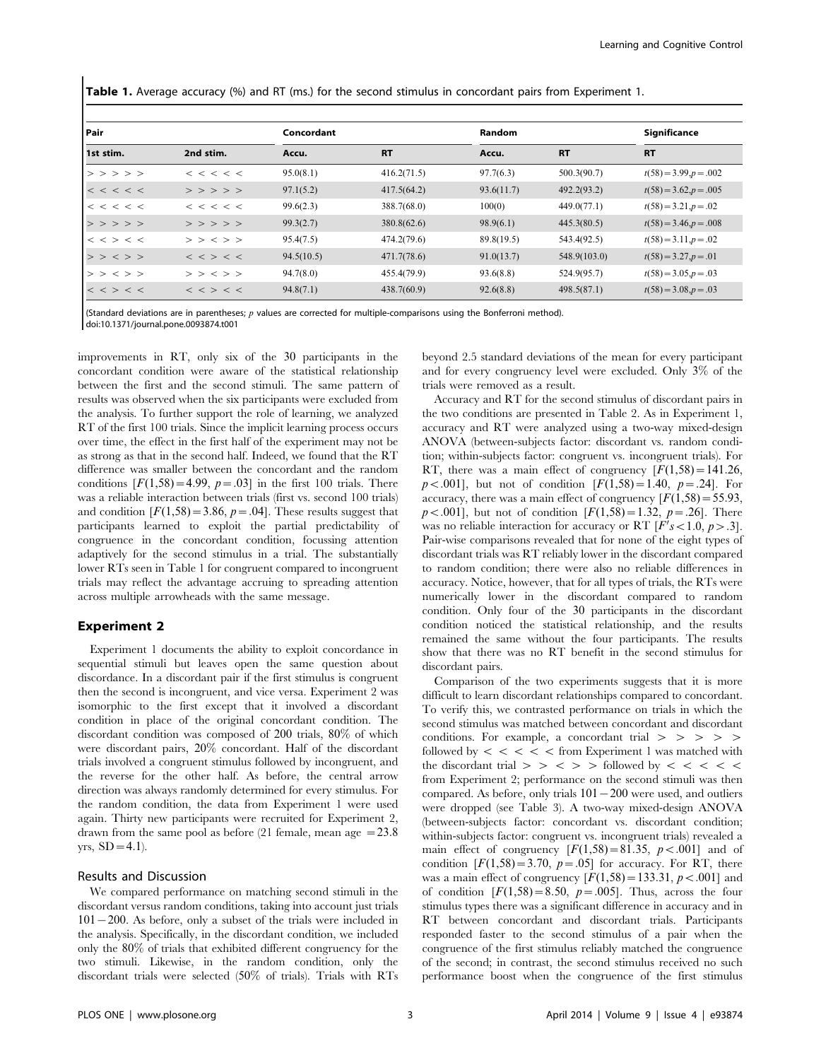**Table 1.** Average accuracy (%) and RT (ms.) for the second stimulus in concordant pairs from Experiment 1.

| Pair | | Concordant | | Random | | Significance |
|---|---|---|---|---|---|---|
| 1st stim. | 2nd stim. | Accu. | RT | Accu. | RT | RT |
| > > > > > | < < < < < | 95.0(8.1) | 416.2(71.5) | 97.7(6.3) | 500.3(90.7) | $t(58) = 3.99, p = .002$ |
| < < < < < | > > > > > | 97.1(5.2) | 417.5(64.2) | 93.6(11.7) | 492.2(93.2) | $t(58) = 3.62, p = .005$ |
| < < < < < | < < < < < | 99.6(2.3) | 388.7(68.0) | 100(0) | 449.0(77.1) | $t(58) = 3.21, p = .02$ |
| > > > > > | > > > > > | 99.3(2.7) | 380.8(62.6) | 98.9(6.1) | 445.3(80.5) | $t(58) = 3.46, p = .008$ |
| < < > < < | > > < > > | 95.4(7.5) | 474.2(79.6) | 89.8(19.5) | 543.4(92.5) | $t(58) = 3.11, p = .02$ |
| > > < > > | < < > < < | 94.5(10.5) | 471.7(78.6) | 91.0(13.7) | 548.9(103.0) | $t(58) = 3.27, p = .01$ |
| > > < > > | > > < > > | 94.7(8.0) | 455.4(79.9) | 93.6(8.8) | 524.9(95.7) | $t(58) = 3.05, p = .03$ |
| < < > < < | < < > < < | 94.8(7.1) | 438.7(60.9) | 92.6(8.8) | 498.5(87.1) | $t(58) = 3.08, p = .03$ |

(Standard deviations are in parentheses; $p$ values are corrected for multiple-comparisons using the Bonferroni method).
doi:10.1371/journal.pone.0093874.t001

improvements in RT, only six of the 30 participants in the concordant condition were aware of the statistical relationship between the first and the second stimuli. The same pattern of results was observed when the six participants were excluded from the analysis. To further support the role of learning, we analyzed RT of the first 100 trials. Since the implicit learning process occurs over time, the effect in the first half of the experiment may not be as strong as that in the second half. Indeed, we found that the RT difference was smaller between the concordant and the random conditions $[F(1,58) = 4.99,\ p = .03]$ in the first 100 trials. There was a reliable interaction between trials (first vs. second 100 trials) and condition $[F(1,58) = 3.86,\ p = .04]$. These results suggest that participants learned to exploit the partial predictability of congruence in the concordant condition, focussing attention adaptively for the second stimulus in a trial. The substantially lower RTs seen in Table 1 for congruent compared to incongruent trials may reflect the advantage accruing to spreading attention across multiple arrowheads with the same message.

## Experiment 2

Experiment 1 documents the ability to exploit concordance in sequential stimuli but leaves open the same question about discordance. In a discordant pair if the first stimulus is congruent then the second is incongruent, and vice versa. Experiment 2 was isomorphic to the first except that it involved a discordant condition in place of the original concordant condition. The discordant condition was composed of 200 trials, 80% of which were discordant pairs, 20% concordant. Half of the discordant trials involved a congruent stimulus followed by incongruent, and the reverse for the other half. As before, the central arrow direction was always randomly determined for every stimulus. For the random condition, the data from Experiment 1 were used again. Thirty new participants were recruited for Experiment 2, drawn from the same pool as before (21 female, mean age $= 23.8$ yrs, $SD = 4.1$).

### Results and Discussion

We compared performance on matching second stimuli in the discordant versus random conditions, taking into account just trials $101-200$. As before, only a subset of the trials were included in the analysis. Specifically, in the discordant condition, we included only the 80% of trials that exhibited different congruency for the two stimuli. Likewise, in the random condition, only the discordant trials were selected (50% of trials). Trials with RTs beyond 2.5 standard deviations of the mean for every participant and for every congruency level were excluded. Only 3% of the trials were removed as a result.

Accuracy and RT for the second stimulus of discordant pairs in the two conditions are presented in Table 2. As in Experiment 1, accuracy and RT were analyzed using a two-way mixed-design ANOVA (between-subjects factor: discordant vs. random condition; within-subjects factor: congruent vs. incongruent trials). For RT, there was a main effect of congruency $[F(1,58) = 141.26,\ p < .001]$, but not of condition $[F(1,58) = 1.40,\ p = .24]$. For accuracy, there was a main effect of congruency $[F(1,58) = 55.93,\ p < .001]$, but not of condition $[F(1,58) = 1.32,\ p = .26]$. There was no reliable interaction for accuracy or RT $[F's < 1.0,\ p > .3]$. Pair-wise comparisons revealed that for none of the eight types of discordant trials was RT reliably lower in the discordant compared to random condition; there were also no reliable differences in accuracy. Notice, however, that for all types of trials, the RTs were numerically lower in the discordant compared to random condition. Only four of the 30 participants in the discordant condition noticed the statistical relationship, and the results remained the same without the four participants. The results show that there was no RT benefit in the second stimulus for discordant pairs.

Comparison of the two experiments suggests that it is more difficult to learn discordant relationships compared to concordant. To verify this, we contrasted performance on trials in which the second stimulus was matched between concordant and discordant conditions. For example, a concordant trial > > > > > followed by < < < < < from Experiment 1 was matched with the discordant trial > > < > > followed by < < < < < from Experiment 2; performance on the second stimuli was then compared. As before, only trials $101-200$ were used, and outliers were dropped (see Table 3). A two-way mixed-design ANOVA (between-subjects factor: concordant vs. discordant condition; within-subjects factor: congruent vs. incongruent trials) revealed a main effect of congruency $[F(1,58) = 81.35,\ p < .001]$ and of condition $[F(1,58) = 3.70,\ p = .05]$ for accuracy. For RT, there was a main effect of congruency $[F(1,58) = 133.31,\ p < .001]$ and of condition $[F(1,58) = 8.50,\ p = .005]$. Thus, across the four stimulus types there was a significant difference in accuracy and in RT between concordant and discordant trials. Participants responded faster to the second stimulus of a pair when the congruence of the first stimulus reliably matched the congruence of the second; in contrast, the second stimulus received no such performance boost when the congruence of the first stimulus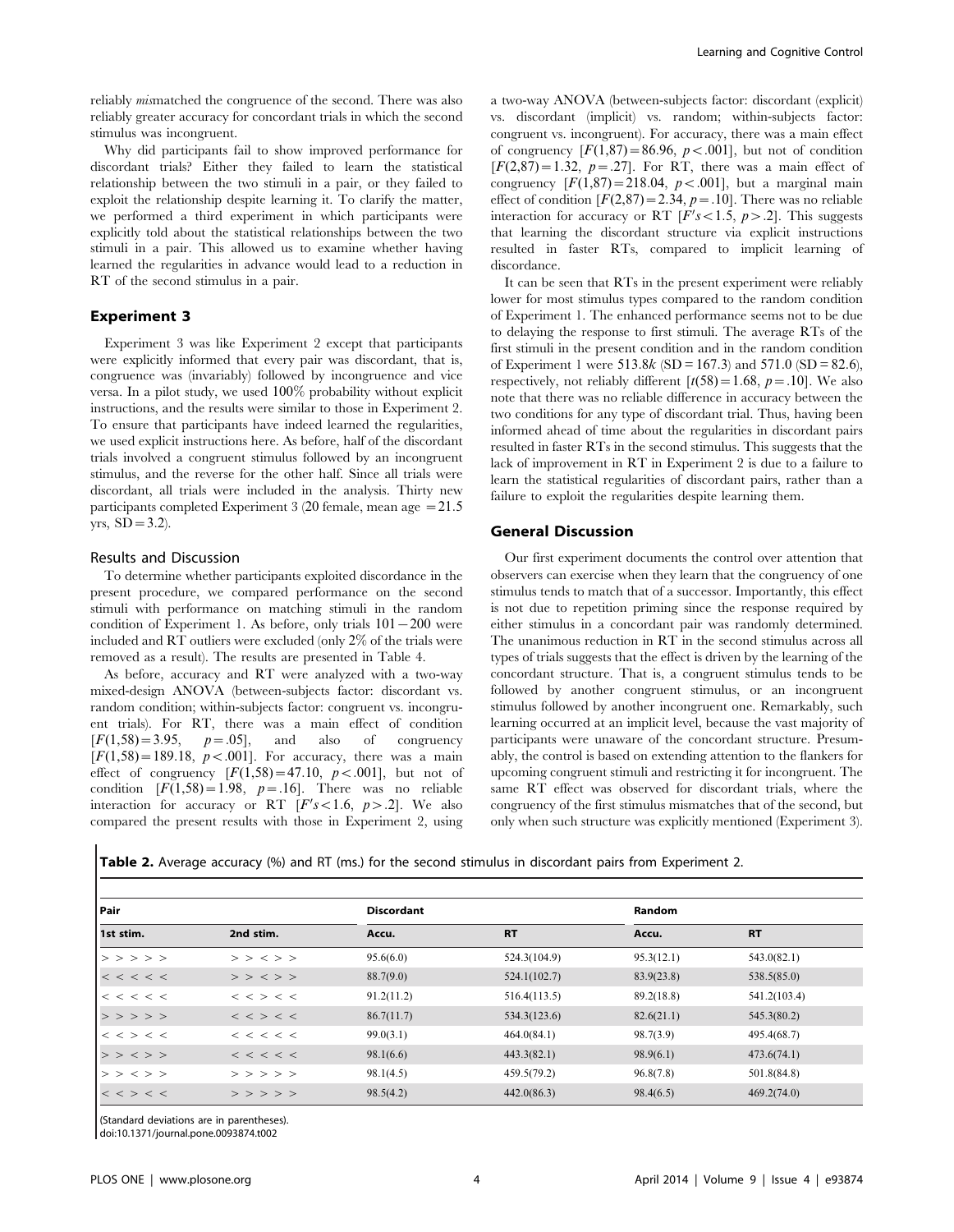reliably *mis*matched the congruence of the second. There was also reliably greater accuracy for concordant trials in which the second stimulus was incongruent.

Why did participants fail to show improved performance for discordant trials? Either they failed to learn the statistical relationship between the two stimuli in a pair, or they failed to exploit the relationship despite learning it. To clarify the matter, we performed a third experiment in which participants were explicitly told about the statistical relationships between the two stimuli in a pair. This allowed us to examine whether having learned the regularities in advance would lead to a reduction in RT of the second stimulus in a pair.

## Experiment 3

Experiment 3 was like Experiment 2 except that participants were explicitly informed that every pair was discordant, that is, congruence was (invariably) followed by incongruence and vice versa. In a pilot study, we used 100% probability without explicit instructions, and the results were similar to those in Experiment 2. To ensure that participants have indeed learned the regularities, we used explicit instructions here. As before, half of the discordant trials involved a congruent stimulus followed by an incongruent stimulus, and the reverse for the other half. Since all trials were discordant, all trials were included in the analysis. Thirty new participants completed Experiment 3 (20 female, mean age $=21.5$ yrs, $SD=3.2$).

### Results and Discussion

To determine whether participants exploited discordance in the present procedure, we compared performance on the second stimuli with performance on matching stimuli in the random condition of Experiment 1. As before, only trials $101-200$ were included and RT outliers were excluded (only 2% of the trials were removed as a result). The results are presented in Table 4.

As before, accuracy and RT were analyzed with a two-way mixed-design ANOVA (between-subjects factor: discordant vs. random condition; within-subjects factor: congruent vs. incongruent trials). For RT, there was a main effect of condition [$F(1,58)=3.95$, $p=.05$], and also of congruency [$F(1,58)=189.18$, $p<.001$]. For accuracy, there was a main effect of congruency [$F(1,58)=47.10$, $p<.001$], but not of condition [$F(1,58)=1.98$, $p=.16$]. There was no reliable interaction for accuracy or RT [$F's<1.6$, $p>.2$]. We also compared the present results with those in Experiment 2, using a two-way ANOVA (between-subjects factor: discordant (explicit) vs. discordant (implicit) vs. random; within-subjects factor: congruent vs. incongruent). For accuracy, there was a main effect of congruency [$F(1,87)=86.96$, $p<.001$], but not of condition [$F(2,87)=1.32$, $p=.27$]. For RT, there was a main effect of congruency [$F(1,87)=218.04$, $p<.001$], but a marginal main effect of condition [$F(2,87)=2.34$, $p=.10$]. There was no reliable interaction for accuracy or RT [$F's<1.5$, $p>.2$]. This suggests that learning the discordant structure via explicit instructions resulted in faster RTs, compared to implicit learning of discordance.

It can be seen that RTs in the present experiment were reliably lower for most stimulus types compared to the random condition of Experiment 1. The enhanced performance seems not to be due to delaying the response to first stimuli. The average RTs of the first stimuli in the present condition and in the random condition of Experiment 1 were $513.8k$ ($SD=167.3$) and $571.0$ ($SD=82.6$), respectively, not reliably different [$t(58)=1.68$, $p=.10$]. We also note that there was no reliable difference in accuracy between the two conditions for any type of discordant trial. Thus, having been informed ahead of time about the regularities in discordant pairs resulted in faster RTs in the second stimulus. This suggests that the lack of improvement in RT in Experiment 2 is due to a failure to learn the statistical regularities of discordant pairs, rather than a failure to exploit the regularities despite learning them.

## General Discussion

Our first experiment documents the control over attention that observers can exercise when they learn that the congruency of one stimulus tends to match that of a successor. Importantly, this effect is not due to repetition priming since the response required by either stimulus in a concordant pair was randomly determined. The unanimous reduction in RT in the second stimulus across all types of trials suggests that the effect is driven by the learning of the concordant structure. That is, a congruent stimulus tends to be followed by another congruent stimulus, or an incongruent stimulus followed by another incongruent one. Remarkably, such learning occurred at an implicit level, because the vast majority of participants were unaware of the concordant structure. Presumably, the control is based on extending attention to the flankers for upcoming congruent stimuli and restricting it for incongruent. The same RT effect was observed for discordant trials, where the congruency of the first stimulus mismatches that of the second, but only when such structure was explicitly mentioned (Experiment 3).

**Table 2.** Average accuracy (%) and RT (ms.) for the second stimulus in discordant pairs from Experiment 2.

| Pair | | Discordant | | Random | |
|---|---|---|---|---|---|
| 1st stim. | 2nd stim. | Accu. | RT | Accu. | RT |
| > > > > > | > > < > > | 95.6(6.0) | 524.3(104.9) | 95.3(12.1) | 543.0(82.1) |
| < < < < < | > > < > > | 88.7(9.0) | 524.1(102.7) | 83.9(23.8) | 538.5(85.0) |
| < < < < < | < < > < < | 91.2(11.2) | 516.4(113.5) | 89.2(18.8) | 541.2(103.4) |
| > > > > > | < < > < < | 86.7(11.7) | 534.3(123.6) | 82.6(21.1) | 545.3(80.2) |
| < < > < < | < < < < < | 99.0(3.1) | 464.0(84.1) | 98.7(3.9) | 495.4(68.7) |
| > > < > > | < < < < < | 98.1(6.6) | 443.3(82.1) | 98.9(6.1) | 473.6(74.1) |
| > > < > > | > > > > > | 98.1(4.5) | 459.5(79.2) | 96.8(7.8) | 501.8(84.8) |
| < < > < < | > > > > > | 98.5(4.2) | 442.0(86.3) | 98.4(6.5) | 469.2(74.0) |

(Standard deviations are in parentheses).
doi:10.1371/journal.pone.0093874.t002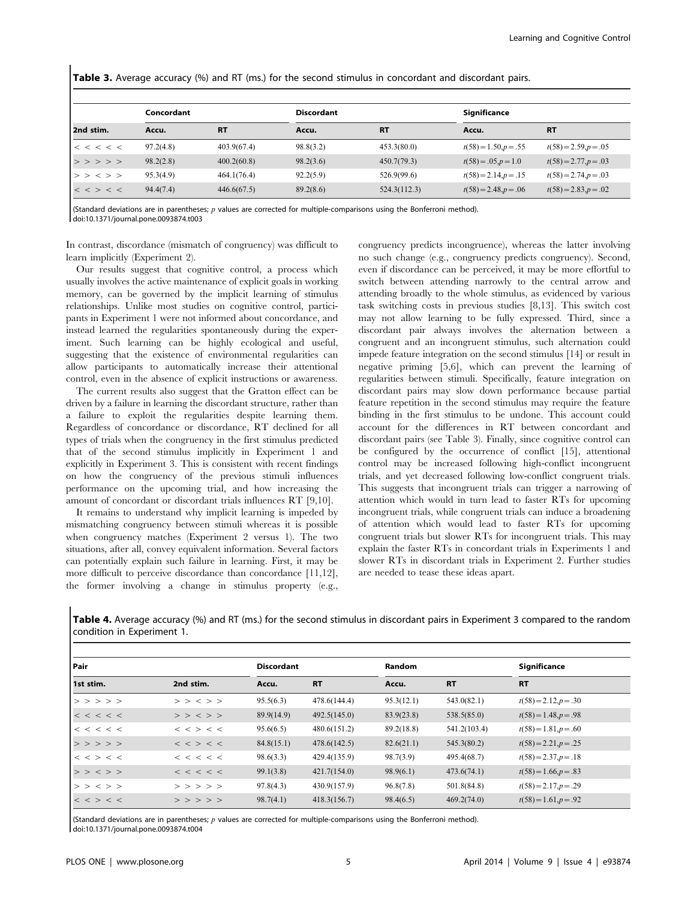**Table 3.** Average accuracy (%) and RT (ms.) for the second stimulus in concordant and discordant pairs.

| | Concordant | | Discordant | | Significance | |
|---|---|---|---|---|---|---|
| 2nd stim. | Accu. | RT | Accu. | RT | Accu. | RT |
| < < < < < | 97.2(4.8) | 403.9(67.4) | 98.8(3.2) | 453.3(80.0) | $t(58) = 1.50, p = .55$ | $t(58) = 2.59, p = .05$ |
| > > > > > | 98.2(2.8) | 400.2(60.8) | 98.2(3.6) | 450.7(79.3) | $t(58) = .05, p = 1.0$ | $t(58) = 2.77, p = .03$ |
| > > < > > | 95.3(4.9) | 464.1(76.4) | 92.2(5.9) | 526.9(99.6) | $t(58) = 2.14, p = .15$ | $t(58) = 2.74, p = .03$ |
| < < > < < | 94.4(7.4) | 446.6(67.5) | 89.2(8.6) | 524.3(112.3) | $t(58) = 2.48, p = .06$ | $t(58) = 2.83, p = .02$ |

(Standard deviations are in parentheses; $p$ values are corrected for multiple-comparisons using the Bonferroni method).
doi:10.1371/journal.pone.0093874.t003

In contrast, discordance (mismatch of congruency) was difficult to learn implicitly (Experiment 2).

Our results suggest that cognitive control, a process which usually involves the active maintenance of explicit goals in working memory, can be governed by the implicit learning of stimulus relationships. Unlike most studies on cognitive control, participants in Experiment 1 were not informed about concordance, and instead learned the regularities spontaneously during the experiment. Such learning can be highly ecological and useful, suggesting that the existence of environmental regularities can allow participants to automatically increase their attentional control, even in the absence of explicit instructions or awareness.

The current results also suggest that the Gratton effect can be driven by a failure in learning the discordant structure, rather than a failure to exploit the regularities despite learning them. Regardless of concordance or discordance, RT declined for all types of trials when the congruency in the first stimulus predicted that of the second stimulus implicitly in Experiment 1 and explicitly in Experiment 3. This is consistent with recent findings on how the congruency of the previous stimuli influences performance on the upcoming trial, and how increasing the amount of concordant or discordant trials influences RT [9,10].

It remains to understand why implicit learning is impeded by mismatching congruency between stimuli whereas it is possible when congruency matches (Experiment 2 versus 1). The two situations, after all, convey equivalent information. Several factors can potentially explain such failure in learning. First, it may be more difficult to perceive discordance than concordance [11,12], the former involving a change in stimulus property (e.g., congruency predicts incongruence), whereas the latter involving no such change (e.g., congruency predicts congruency). Second, even if discordance can be perceived, it may be more effortful to switch between attending narrowly to the central arrow and attending broadly to the whole stimulus, as evidenced by various task switching costs in previous studies [8,13]. This switch cost may not allow learning to be fully expressed. Third, since a discordant pair always involves the alternation between a congruent and an incongruent stimulus, such alternation could impede feature integration on the second stimulus [14] or result in negative priming [5,6], which can prevent the learning of regularities between stimuli. Specifically, feature integration on discordant pairs may slow down performance because partial feature repetition in the second stimulus may require the feature binding in the first stimulus to be undone. This account could account for the differences in RT between concordant and discordant pairs (see Table 3). Finally, since cognitive control can be configured by the occurrence of conflict [15], attentional control may be increased following high-conflict incongruent trials, and yet decreased following low-conflict congruent trials. This suggests that incongruent trials can trigger a narrowing of attention which would in turn lead to faster RTs for upcoming incongruent trials, while congruent trials can induce a broadening of attention which would lead to faster RTs for upcoming congruent trials but slower RTs for incongruent trials. This may explain the faster RTs in concordant trials in Experiments 1 and slower RTs in discordant trials in Experiment 2. Further studies are needed to tease these ideas apart.

**Table 4.** Average accuracy (%) and RT (ms.) for the second stimulus in discordant pairs in Experiment 3 compared to the random condition in Experiment 1.

| Pair | | Discordant | | Random | | Significance |
|---|---|---|---|---|---|---|
| 1st stim. | 2nd stim. | Accu. | RT | Accu. | RT | RT |
| > > > > > | > > < > > | 95.5(6.3) | 478.6(144.4) | 95.3(12.1) | 543.0(82.1) | $t(58) = 2.12, p = .30$ |
| < < < < < | > > < > > | 89.9(14.9) | 492.5(145.0) | 83.9(23.8) | 538.5(85.0) | $t(58) = 1.48, p = .98$ |
| < < < < < | < < > < < | 95.6(6.5) | 480.6(151.2) | 89.2(18.8) | 541.2(103.4) | $t(58) = 1.81, p = .60$ |
| > > > > > | < < > < < | 84.8(15.1) | 478.6(142.5) | 82.6(21.1) | 545.3(80.2) | $t(58) = 2.21, p = .25$ |
| < < > < < | < < < < < | 98.6(3.3) | 429.4(135.9) | 98.7(3.9) | 495.4(68.7) | $t(58) = 2.37, p = .18$ |
| > > < > > | < < < < < | 99.1(3.8) | 421.7(154.0) | 98.9(6.1) | 473.6(74.1) | $t(58) = 1.66, p = .83$ |
| > > < > > | > > > > > | 97.8(4.3) | 430.9(157.9) | 96.8(7.8) | 501.8(84.8) | $t(58) = 2.17, p = .29$ |
| < < > < < | > > > > > | 98.7(4.1) | 418.3(156.7) | 98.4(6.5) | 469.2(74.0) | $t(58) = 1.61, p = .92$ |

(Standard deviations are in parentheses; $p$ values are corrected for multiple-comparisons using the Bonferroni method).
doi:10.1371/journal.pone.0093874.t004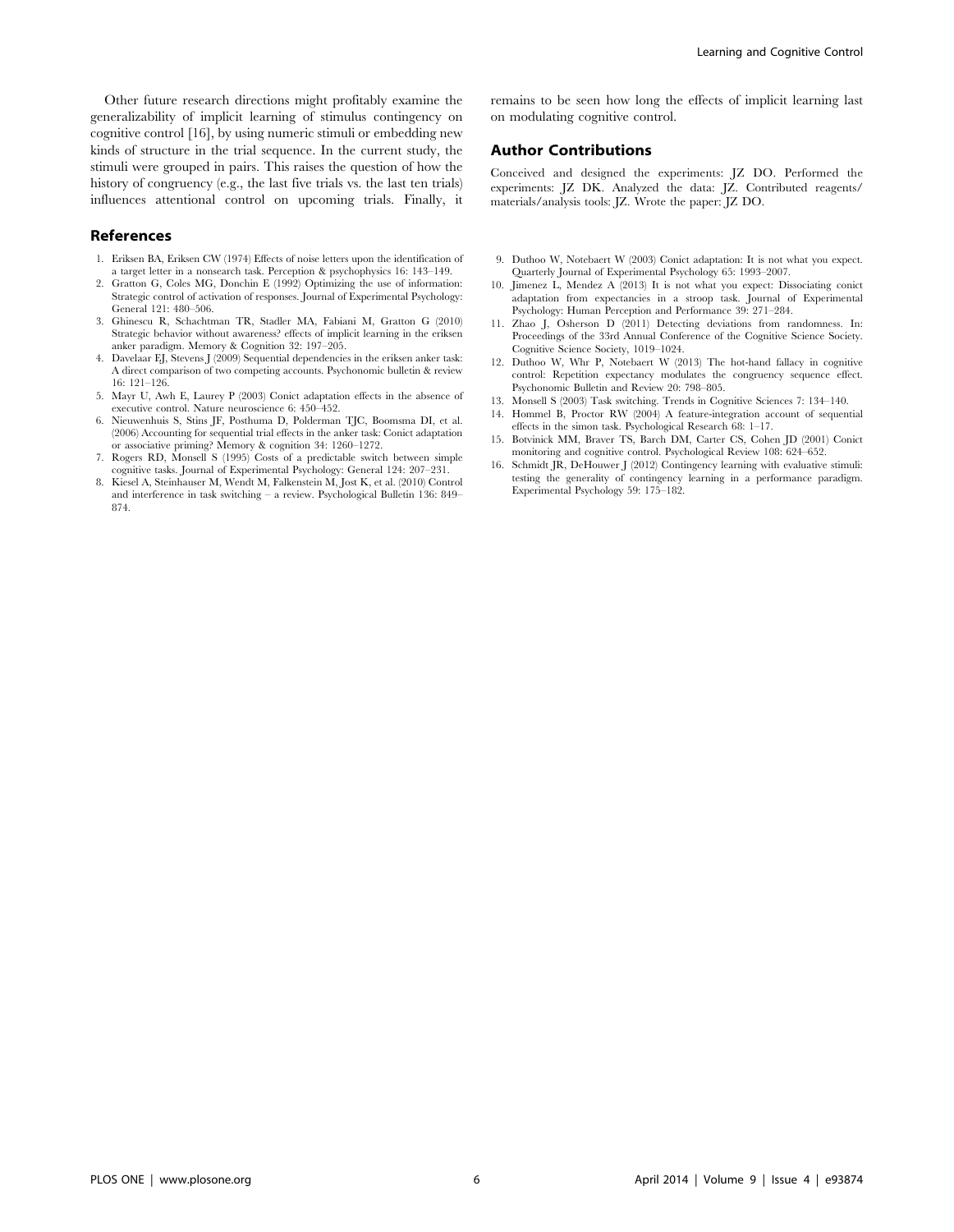Other future research directions might profitably examine the generalizability of implicit learning of stimulus contingency on cognitive control [16], by using numeric stimuli or embedding new kinds of structure in the trial sequence. In the current study, the stimuli were grouped in pairs. This raises the question of how the history of congruency (e.g., the last five trials vs. the last ten trials) influences attentional control on upcoming trials. Finally, it remains to be seen how long the effects of implicit learning last on modulating cognitive control.

## Author Contributions

Conceived and designed the experiments: JZ DO. Performed the experiments: JZ DK. Analyzed the data: JZ. Contributed reagents/materials/analysis tools: JZ. Wrote the paper: JZ DO.

## References

1. Eriksen BA, Eriksen CW (1974) Effects of noise letters upon the identification of a target letter in a nonsearch task. Perception & psychophysics 16: 143–149.
2. Gratton G, Coles MG, Donchin E (1992) Optimizing the use of information: Strategic control of activation of responses. Journal of Experimental Psychology: General 121: 480–506.
3. Ghinescu R, Schachtman TR, Stadler MA, Fabiani M, Gratton G (2010) Strategic behavior without awareness? effects of implicit learning in the eriksen anker paradigm. Memory & Cognition 32: 197–205.
4. Davelaar EJ, Stevens J (2009) Sequential dependencies in the eriksen anker task: A direct comparison of two competing accounts. Psychonomic bulletin & review 16: 121–126.
5. Mayr U, Awh E, Laurey P (2003) Conict adaptation effects in the absence of executive control. Nature neuroscience 6: 450–452.
6. Nieuwenhuis S, Stins JF, Posthuma D, Polderman TJC, Boomsma DI, et al. (2006) Accounting for sequential trial effects in the anker task: Conict adaptation or associative priming? Memory & cognition 34: 1260–1272.
7. Rogers RD, Monsell S (1995) Costs of a predictable switch between simple cognitive tasks. Journal of Experimental Psychology: General 124: 207–231.
8. Kiesel A, Steinhauser M, Wendt M, Falkenstein M, Jost K, et al. (2010) Control and interference in task switching – a review. Psychological Bulletin 136: 849–874.
9. Duthoo W, Notebaert W (2003) Conict adaptation: It is not what you expect. Quarterly Journal of Experimental Psychology 65: 1993–2007.
10. Jimenez L, Mendez A (2013) It is not what you expect: Dissociating conict adaptation from expectancies in a stroop task. Journal of Experimental Psychology: Human Perception and Performance 39: 271–284.
11. Zhao J, Osherson D (2011) Detecting deviations from randomness. In: Proceedings of the 33rd Annual Conference of the Cognitive Science Society. Cognitive Science Society, 1019–1024.
12. Duthoo W, Whr P, Notebaert W (2013) The hot-hand fallacy in cognitive control: Repetition expectancy modulates the congruency sequence effect. Psychonomic Bulletin and Review 20: 798–805.
13. Monsell S (2003) Task switching. Trends in Cognitive Sciences 7: 134–140.
14. Hommel B, Proctor RW (2004) A feature-integration account of sequential effects in the simon task. Psychological Research 68: 1–17.
15. Botvinick MM, Braver TS, Barch DM, Carter CS, Cohen JD (2001) Conict monitoring and cognitive control. Psychological Review 108: 624–652.
16. Schmidt JR, DeHouwer J (2012) Contingency learning with evaluative stimuli: testing the generality of contingency learning in a performance paradigm. Experimental Psychology 59: 175–182.